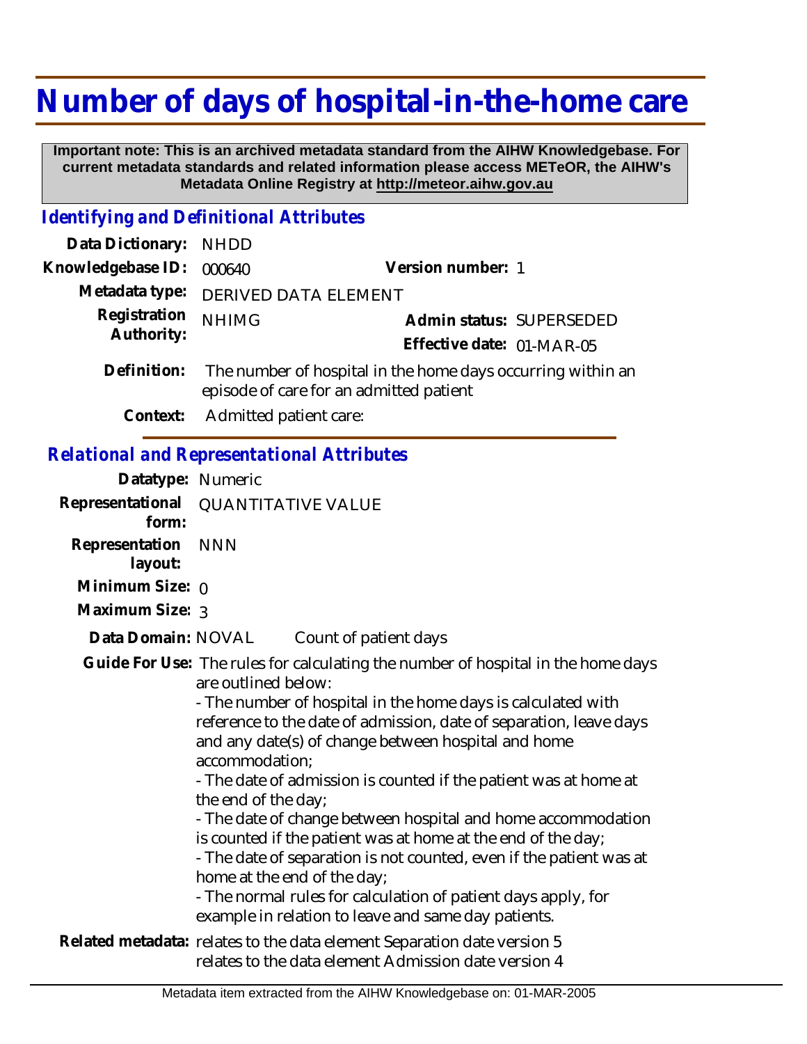# Number of days of hospital-in-the-home care

**Important note: This is an archived metadata standard from the AIHW Knowledgebase. For current metadata standards and related information please access METeOR, the AIHW's Metadata Online Registry at http://meteor.aihw.gov.au**

## *Identifying and Definitional Attributes*

**Data Dictionary:** NHDD

**Knowledgebase ID:** 000640 **Version number:** 1

**Metadata type:** DERIVED DATA ELEMENT

**Registration Authority:** NHIMG **Admin status:** SUPERSEDED

**Effective date:** 01-MAR-05

**Definition:** The number of hospital in the home days occurring within an episode of care for an admitted patient

**Context:** Admitted patient care:

## *Relational and Representational Attributes*

**Datatype:** Numeric

**Representational form:** QUANTITATIVE VALUE

**Representation layout:** NNN

**Minimum Size:** 0

**Maximum Size:** 3

**Data Domain:** NOVAL Count of patient days

**Guide For Use:** The rules for calculating the number of hospital in the home days are outlined below:

- The number of hospital in the home days is calculated with reference to the date of admission, date of separation, leave days and any date(s) of change between hospital and home accommodation;
- The date of admission is counted if the patient was at home at the end of the day;
- The date of change between hospital and home accommodation is counted if the patient was at home at the end of the day;
- The date of separation is not counted, even if the patient was at home at the end of the day;
- The normal rules for calculation of patient days apply, for example in relation to leave and same day patients.

**Related metadata:** relates to the data element Separation date version 5
relates to the data element Admission date version 4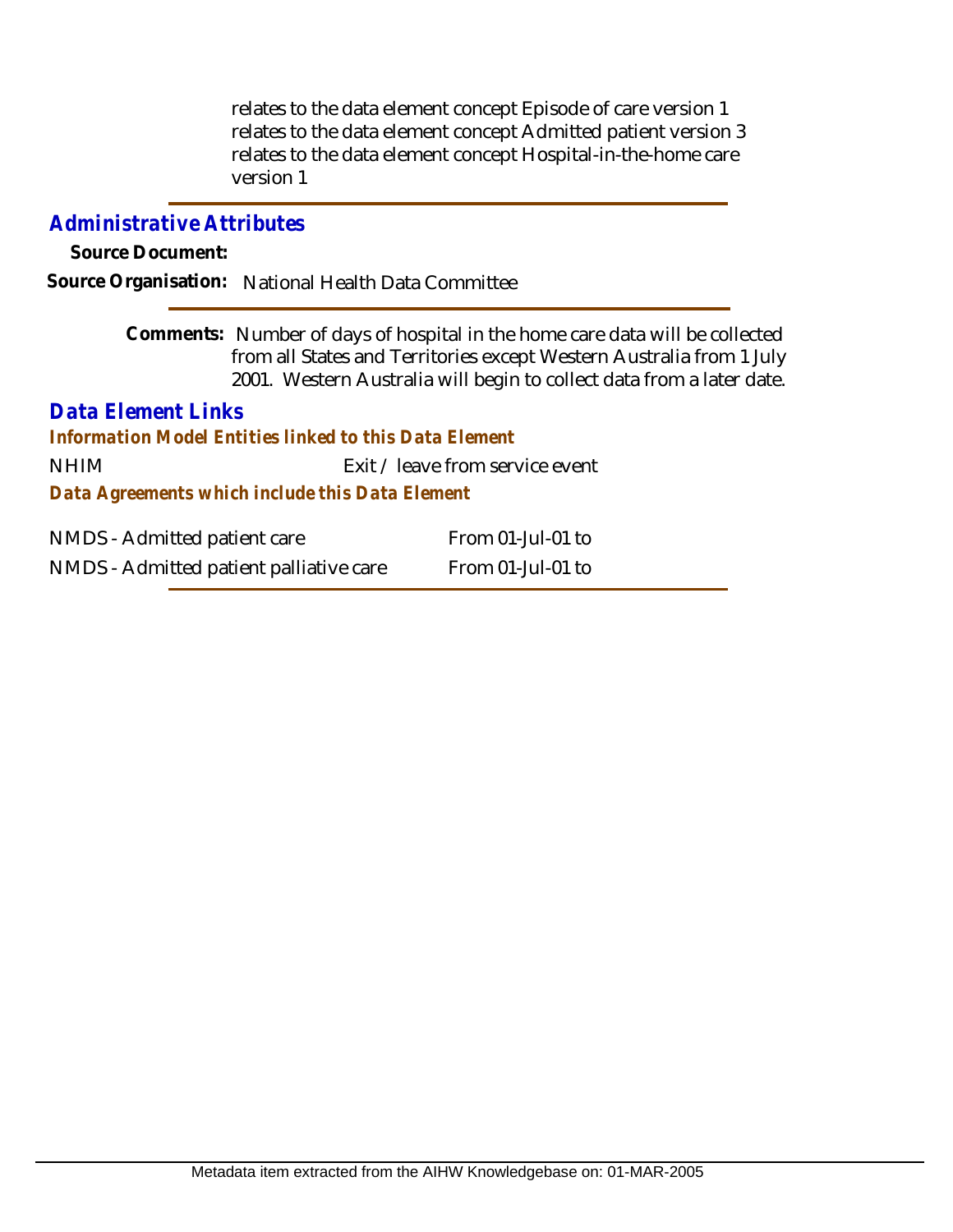relates to the data element concept Episode of care version 1
relates to the data element concept Admitted patient version 3
relates to the data element concept Hospital-in-the-home care version 1

## Administrative Attributes

**Source Document:**

**Source Organisation:** National Health Data Committee

**Comments:** Number of days of hospital in the home care data will be collected from all States and Territories except Western Australia from 1 July 2001. Western Australia will begin to collect data from a later date.

## Data Element Links

### Information Model Entities linked to this Data Element

| | |
|---|---|
| NHIM | Exit / leave from service event |

### Data Agreements which include this Data Element

| | |
|---|---|
| NMDS - Admitted patient care | From 01-Jul-01 to |
| NMDS - Admitted patient palliative care | From 01-Jul-01 to |

Metadata item extracted from the AIHW Knowledgebase on: 01-MAR-2005